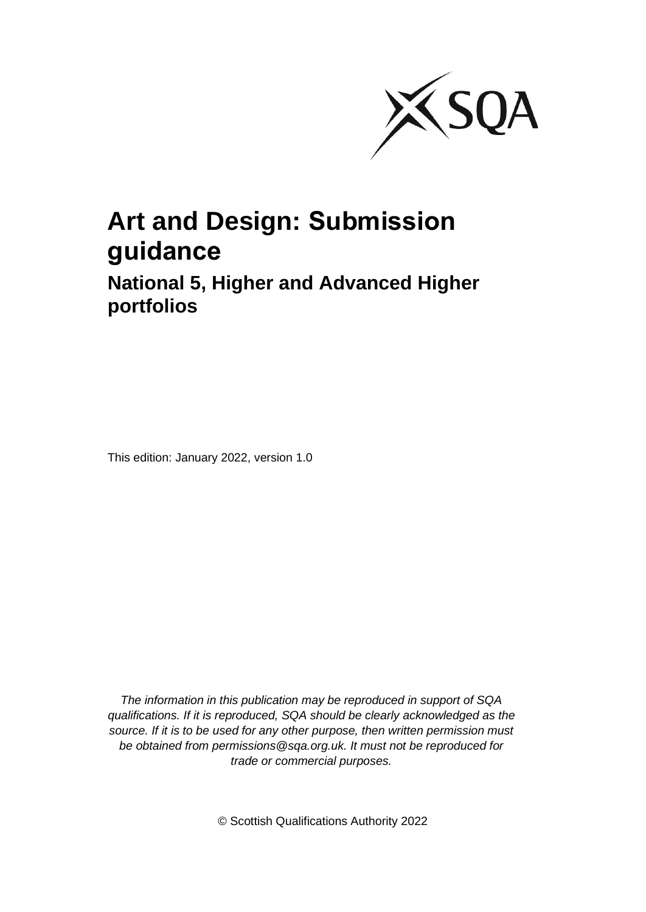# Art and Design: Submission guidance

## National 5, Higher and Advanced Higher portfolios

This edition: January 2022, version 1.0

*The information in this publication may be reproduced in support of SQA qualifications. If it is reproduced, SQA should be clearly acknowledged as the source. If it is to be used for any other purpose, then written permission must be obtained from permissions@sqa.org.uk. It must not be reproduced for trade or commercial purposes.*

© Scottish Qualifications Authority 2022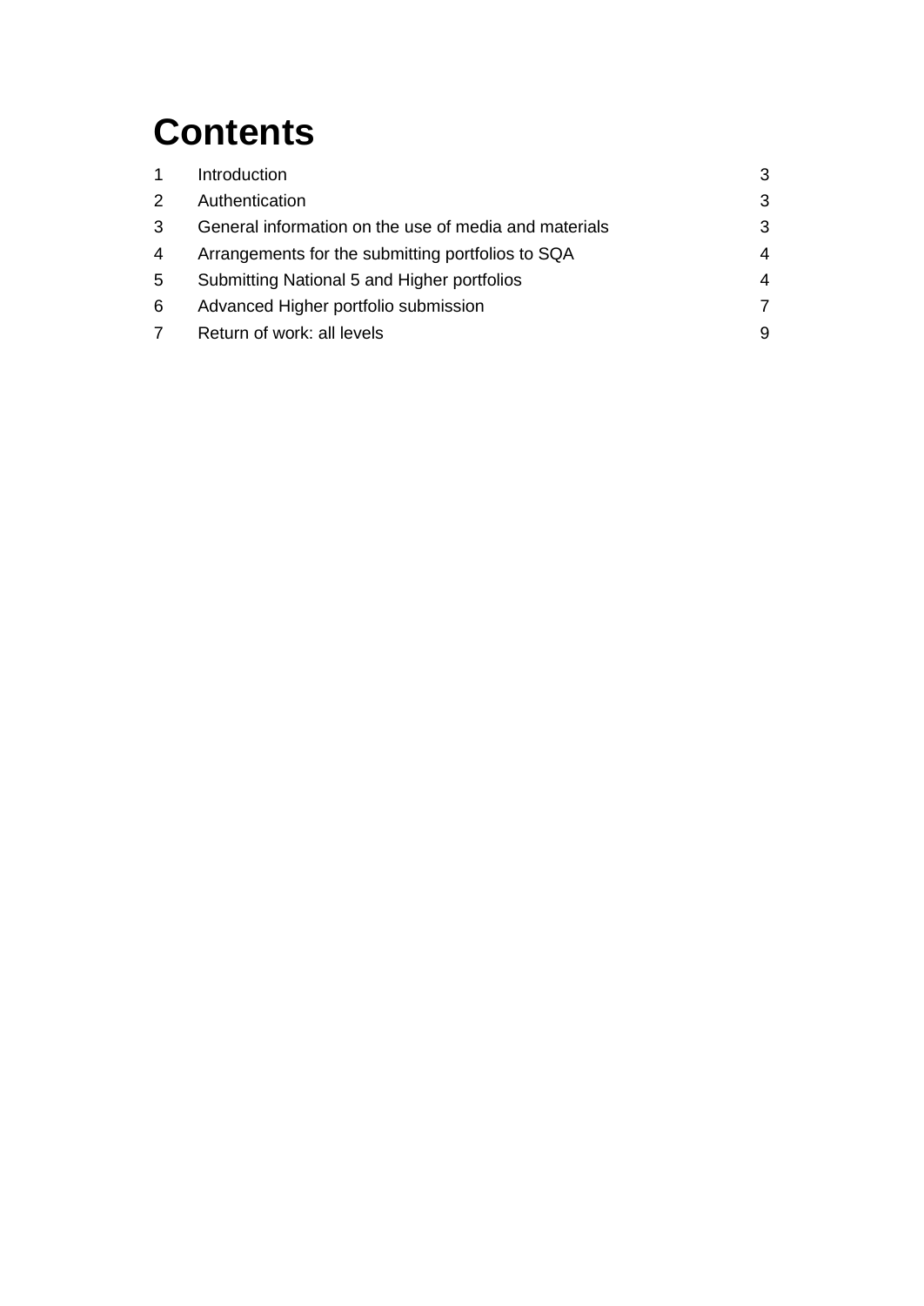# Contents

| | | |
|---|---|---|
| 1 | Introduction | 3 |
| 2 | Authentication | 3 |
| 3 | General information on the use of media and materials | 3 |
| 4 | Arrangements for the submitting portfolios to SQA | 4 |
| 5 | Submitting National 5 and Higher portfolios | 4 |
| 6 | Advanced Higher portfolio submission | 7 |
| 7 | Return of work: all levels | 9 |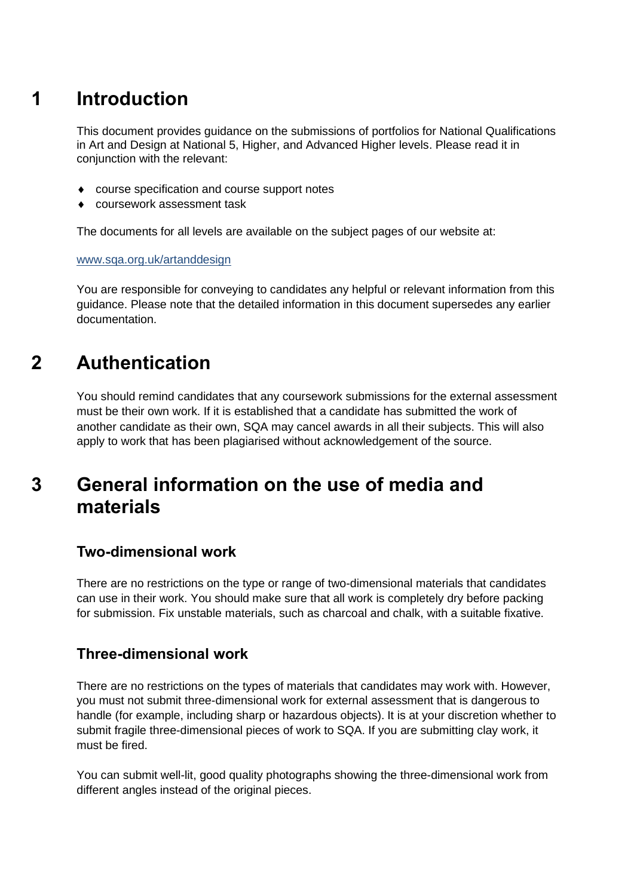# 1 Introduction

This document provides guidance on the submissions of portfolios for National Qualifications in Art and Design at National 5, Higher, and Advanced Higher levels. Please read it in conjunction with the relevant:

- course specification and course support notes
- coursework assessment task

The documents for all levels are available on the subject pages of our website at:

www.sqa.org.uk/artanddesign

You are responsible for conveying to candidates any helpful or relevant information from this guidance. Please note that the detailed information in this document supersedes any earlier documentation.

# 2 Authentication

You should remind candidates that any coursework submissions for the external assessment must be their own work. If it is established that a candidate has submitted the work of another candidate as their own, SQA may cancel awards in all their subjects. This will also apply to work that has been plagiarised without acknowledgement of the source.

# 3 General information on the use of media and materials

## Two-dimensional work

There are no restrictions on the type or range of two-dimensional materials that candidates can use in their work. You should make sure that all work is completely dry before packing for submission. Fix unstable materials, such as charcoal and chalk, with a suitable fixative.

## Three-dimensional work

There are no restrictions on the types of materials that candidates may work with. However, you must not submit three-dimensional work for external assessment that is dangerous to handle (for example, including sharp or hazardous objects). It is at your discretion whether to submit fragile three-dimensional pieces of work to SQA. If you are submitting clay work, it must be fired.

You can submit well-lit, good quality photographs showing the three-dimensional work from different angles instead of the original pieces.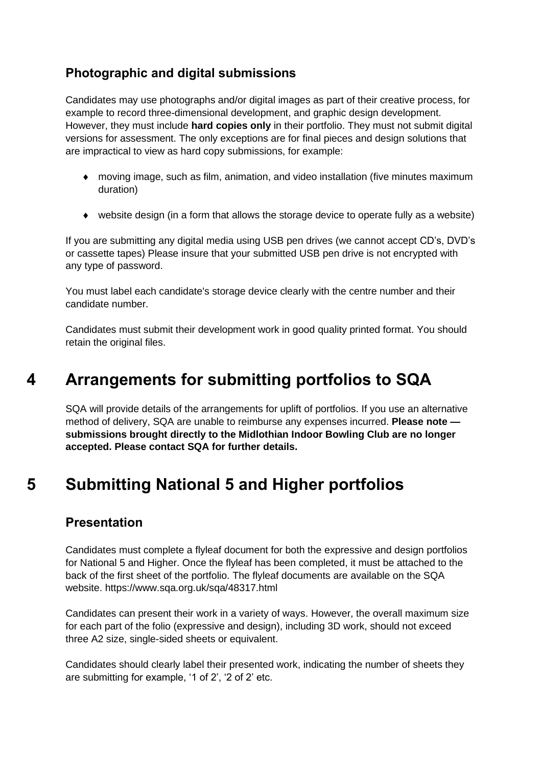### Photographic and digital submissions

Candidates may use photographs and/or digital images as part of their creative process, for example to record three-dimensional development, and graphic design development. However, they must include **hard copies only** in their portfolio. They must not submit digital versions for assessment. The only exceptions are for final pieces and design solutions that are impractical to view as hard copy submissions, for example:

- moving image, such as film, animation, and video installation (five minutes maximum duration)
- website design (in a form that allows the storage device to operate fully as a website)

If you are submitting any digital media using USB pen drives (we cannot accept CD's, DVD's or cassette tapes) Please insure that your submitted USB pen drive is not encrypted with any type of password.

You must label each candidate's storage device clearly with the centre number and their candidate number.

Candidates must submit their development work in good quality printed format. You should retain the original files.

# 4 Arrangements for submitting portfolios to SQA

SQA will provide details of the arrangements for uplift of portfolios. If you use an alternative method of delivery, SQA are unable to reimburse any expenses incurred. **Please note — submissions brought directly to the Midlothian Indoor Bowling Club are no longer accepted. Please contact SQA for further details.**

# 5 Submitting National 5 and Higher portfolios

## Presentation

Candidates must complete a flyleaf document for both the expressive and design portfolios for National 5 and Higher. Once the flyleaf has been completed, it must be attached to the back of the first sheet of the portfolio. The flyleaf documents are available on the SQA website. https://www.sqa.org.uk/sqa/48317.html

Candidates can present their work in a variety of ways. However, the overall maximum size for each part of the folio (expressive and design), including 3D work, should not exceed three A2 size, single-sided sheets or equivalent.

Candidates should clearly label their presented work, indicating the number of sheets they are submitting for example, '1 of 2', '2 of 2' etc.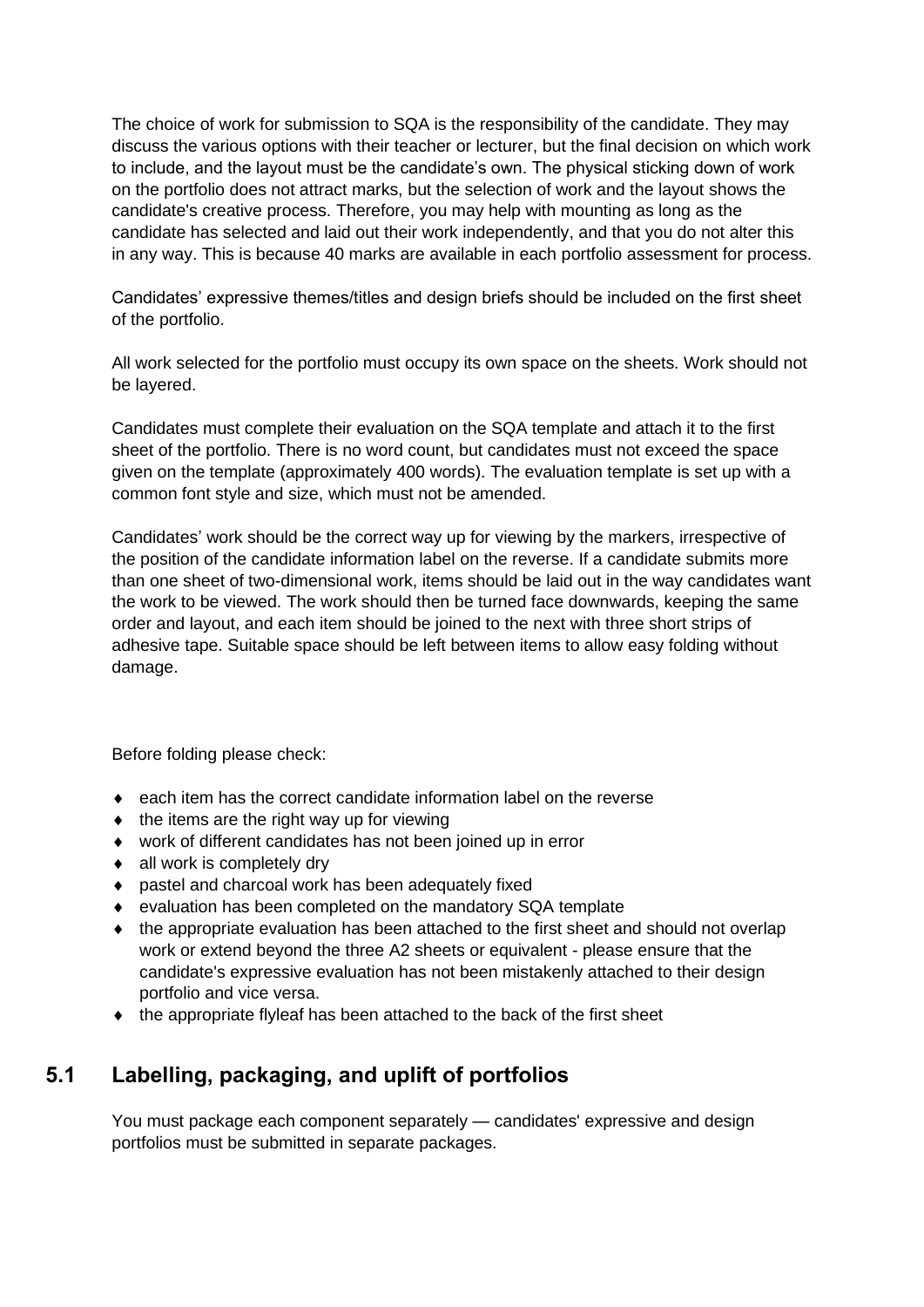The choice of work for submission to SQA is the responsibility of the candidate. They may discuss the various options with their teacher or lecturer, but the final decision on which work to include, and the layout must be the candidate's own. The physical sticking down of work on the portfolio does not attract marks, but the selection of work and the layout shows the candidate's creative process. Therefore, you may help with mounting as long as the candidate has selected and laid out their work independently, and that you do not alter this in any way. This is because 40 marks are available in each portfolio assessment for process.

Candidates' expressive themes/titles and design briefs should be included on the first sheet of the portfolio.

All work selected for the portfolio must occupy its own space on the sheets. Work should not be layered.

Candidates must complete their evaluation on the SQA template and attach it to the first sheet of the portfolio. There is no word count, but candidates must not exceed the space given on the template (approximately 400 words). The evaluation template is set up with a common font style and size, which must not be amended.

Candidates' work should be the correct way up for viewing by the markers, irrespective of the position of the candidate information label on the reverse. If a candidate submits more than one sheet of two-dimensional work, items should be laid out in the way candidates want the work to be viewed. The work should then be turned face downwards, keeping the same order and layout, and each item should be joined to the next with three short strips of adhesive tape. Suitable space should be left between items to allow easy folding without damage.

Before folding please check:

- each item has the correct candidate information label on the reverse
- the items are the right way up for viewing
- work of different candidates has not been joined up in error
- all work is completely dry
- pastel and charcoal work has been adequately fixed
- evaluation has been completed on the mandatory SQA template
- the appropriate evaluation has been attached to the first sheet and should not overlap work or extend beyond the three A2 sheets or equivalent - please ensure that the candidate's expressive evaluation has not been mistakenly attached to their design portfolio and vice versa.
- the appropriate flyleaf has been attached to the back of the first sheet

## 5.1 Labelling, packaging, and uplift of portfolios

You must package each component separately — candidates' expressive and design portfolios must be submitted in separate packages.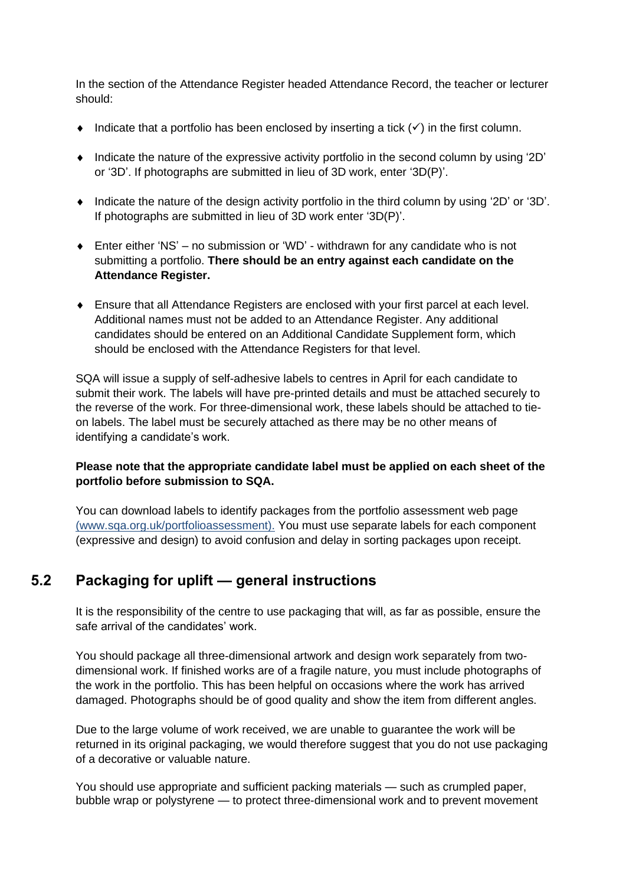In the section of the Attendance Register headed Attendance Record, the teacher or lecturer should:

- Indicate that a portfolio has been enclosed by inserting a tick (✓) in the first column.
- Indicate the nature of the expressive activity portfolio in the second column by using '2D' or '3D'. If photographs are submitted in lieu of 3D work, enter '3D(P)'.
- Indicate the nature of the design activity portfolio in the third column by using '2D' or '3D'. If photographs are submitted in lieu of 3D work enter '3D(P)'.
- Enter either 'NS' – no submission or 'WD' - withdrawn for any candidate who is not submitting a portfolio. **There should be an entry against each candidate on the Attendance Register.**
- Ensure that all Attendance Registers are enclosed with your first parcel at each level. Additional names must not be added to an Attendance Register. Any additional candidates should be entered on an Additional Candidate Supplement form, which should be enclosed with the Attendance Registers for that level.

SQA will issue a supply of self-adhesive labels to centres in April for each candidate to submit their work. The labels will have pre-printed details and must be attached securely to the reverse of the work. For three-dimensional work, these labels should be attached to tie-on labels. The label must be securely attached as there may be no other means of identifying a candidate's work.

**Please note that the appropriate candidate label must be applied on each sheet of the portfolio before submission to SQA.**

You can download labels to identify packages from the portfolio assessment web page (www.sqa.org.uk/portfolioassessment). You must use separate labels for each component (expressive and design) to avoid confusion and delay in sorting packages upon receipt.

## 5.2 Packaging for uplift — general instructions

It is the responsibility of the centre to use packaging that will, as far as possible, ensure the safe arrival of the candidates' work.

You should package all three-dimensional artwork and design work separately from two-dimensional work. If finished works are of a fragile nature, you must include photographs of the work in the portfolio. This has been helpful on occasions where the work has arrived damaged. Photographs should be of good quality and show the item from different angles.

Due to the large volume of work received, we are unable to guarantee the work will be returned in its original packaging, we would therefore suggest that you do not use packaging of a decorative or valuable nature.

You should use appropriate and sufficient packing materials — such as crumpled paper, bubble wrap or polystyrene — to protect three-dimensional work and to prevent movement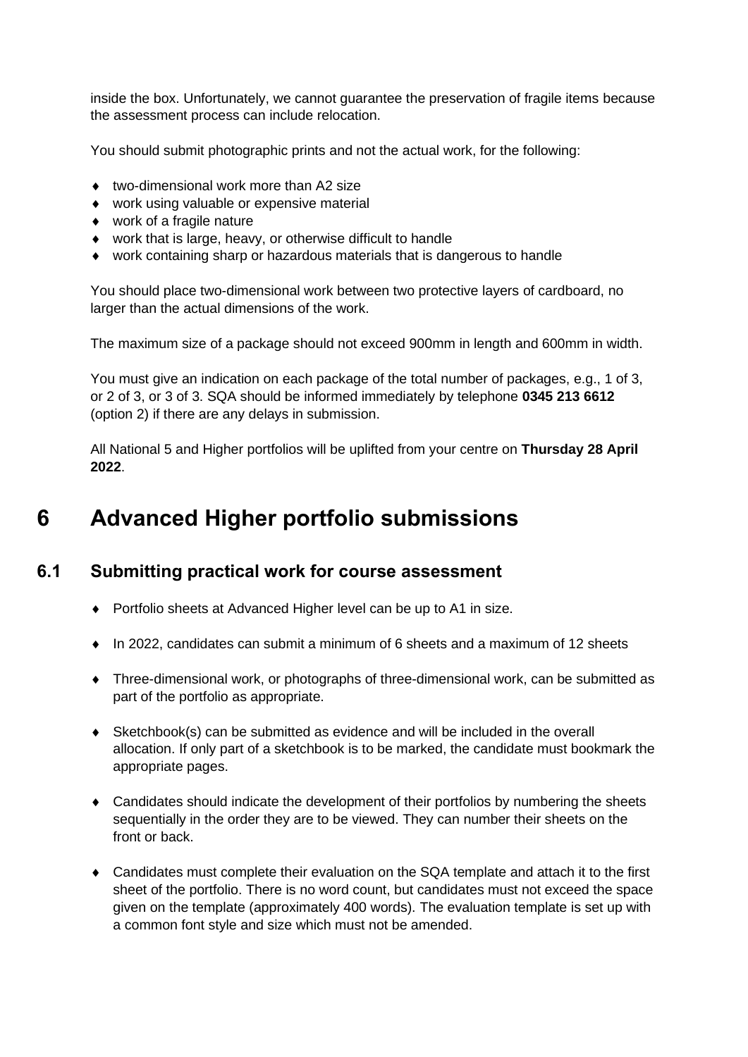inside the box. Unfortunately, we cannot guarantee the preservation of fragile items because the assessment process can include relocation.

You should submit photographic prints and not the actual work, for the following:

- two-dimensional work more than A2 size
- work using valuable or expensive material
- work of a fragile nature
- work that is large, heavy, or otherwise difficult to handle
- work containing sharp or hazardous materials that is dangerous to handle

You should place two-dimensional work between two protective layers of cardboard, no larger than the actual dimensions of the work.

The maximum size of a package should not exceed 900mm in length and 600mm in width.

You must give an indication on each package of the total number of packages, e.g., 1 of 3, or 2 of 3, or 3 of 3. SQA should be informed immediately by telephone **0345 213 6612** (option 2) if there are any delays in submission.

All National 5 and Higher portfolios will be uplifted from your centre on **Thursday 28 April 2022**.

# 6 Advanced Higher portfolio submissions

## 6.1 Submitting practical work for course assessment

- Portfolio sheets at Advanced Higher level can be up to A1 in size.

- In 2022, candidates can submit a minimum of 6 sheets and a maximum of 12 sheets

- Three-dimensional work, or photographs of three-dimensional work, can be submitted as part of the portfolio as appropriate.

- Sketchbook(s) can be submitted as evidence and will be included in the overall allocation. If only part of a sketchbook is to be marked, the candidate must bookmark the appropriate pages.

- Candidates should indicate the development of their portfolios by numbering the sheets sequentially in the order they are to be viewed. They can number their sheets on the front or back.

- Candidates must complete their evaluation on the SQA template and attach it to the first sheet of the portfolio. There is no word count, but candidates must not exceed the space given on the template (approximately 400 words). The evaluation template is set up with a common font style and size which must not be amended.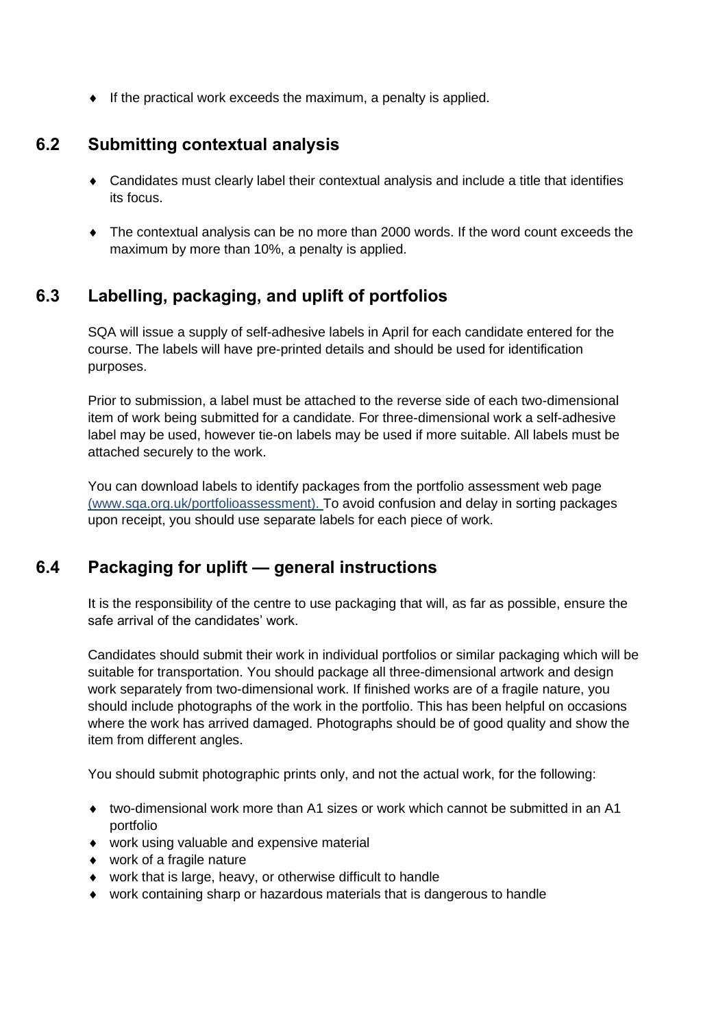- If the practical work exceeds the maximum, a penalty is applied.

## 6.2 Submitting contextual analysis

- Candidates must clearly label their contextual analysis and include a title that identifies its focus.
- The contextual analysis can be no more than 2000 words. If the word count exceeds the maximum by more than 10%, a penalty is applied.

## 6.3 Labelling, packaging, and uplift of portfolios

SQA will issue a supply of self-adhesive labels in April for each candidate entered for the course. The labels will have pre-printed details and should be used for identification purposes.

Prior to submission, a label must be attached to the reverse side of each two-dimensional item of work being submitted for a candidate. For three-dimensional work a self-adhesive label may be used, however tie-on labels may be used if more suitable. All labels must be attached securely to the work.

You can download labels to identify packages from the portfolio assessment web page (www.sqa.org.uk/portfolioassessment). To avoid confusion and delay in sorting packages upon receipt, you should use separate labels for each piece of work.

## 6.4 Packaging for uplift — general instructions

It is the responsibility of the centre to use packaging that will, as far as possible, ensure the safe arrival of the candidates' work.

Candidates should submit their work in individual portfolios or similar packaging which will be suitable for transportation. You should package all three-dimensional artwork and design work separately from two-dimensional work. If finished works are of a fragile nature, you should include photographs of the work in the portfolio. This has been helpful on occasions where the work has arrived damaged. Photographs should be of good quality and show the item from different angles.

You should submit photographic prints only, and not the actual work, for the following:

- two-dimensional work more than A1 sizes or work which cannot be submitted in an A1 portfolio
- work using valuable and expensive material
- work of a fragile nature
- work that is large, heavy, or otherwise difficult to handle
- work containing sharp or hazardous materials that is dangerous to handle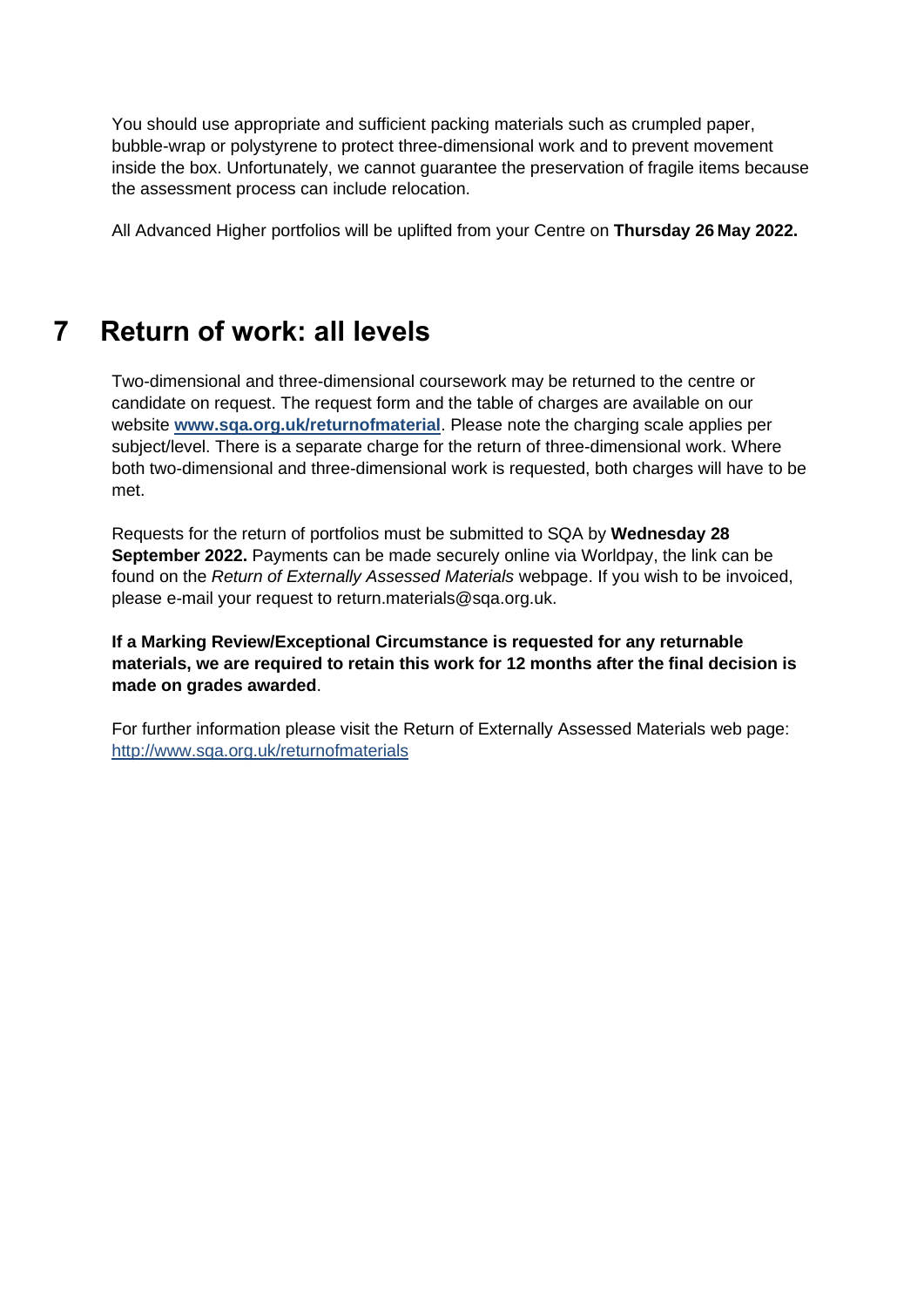You should use appropriate and sufficient packing materials such as crumpled paper, bubble-wrap or polystyrene to protect three-dimensional work and to prevent movement inside the box. Unfortunately, we cannot guarantee the preservation of fragile items because the assessment process can include relocation.

All Advanced Higher portfolios will be uplifted from your Centre on **Thursday 26 May 2022.**

# 7 Return of work: all levels

Two-dimensional and three-dimensional coursework may be returned to the centre or candidate on request. The request form and the table of charges are available on our website **www.sqa.org.uk/returnofmaterial**. Please note the charging scale applies per subject/level. There is a separate charge for the return of three-dimensional work. Where both two-dimensional and three-dimensional work is requested, both charges will have to be met.

Requests for the return of portfolios must be submitted to SQA by **Wednesday 28 September 2022.** Payments can be made securely online via Worldpay, the link can be found on the *Return of Externally Assessed Materials* webpage. If you wish to be invoiced, please e-mail your request to return.materials@sqa.org.uk.

**If a Marking Review/Exceptional Circumstance is requested for any returnable materials, we are required to retain this work for 12 months after the final decision is made on grades awarded**.

For further information please visit the Return of Externally Assessed Materials web page: http://www.sqa.org.uk/returnofmaterials